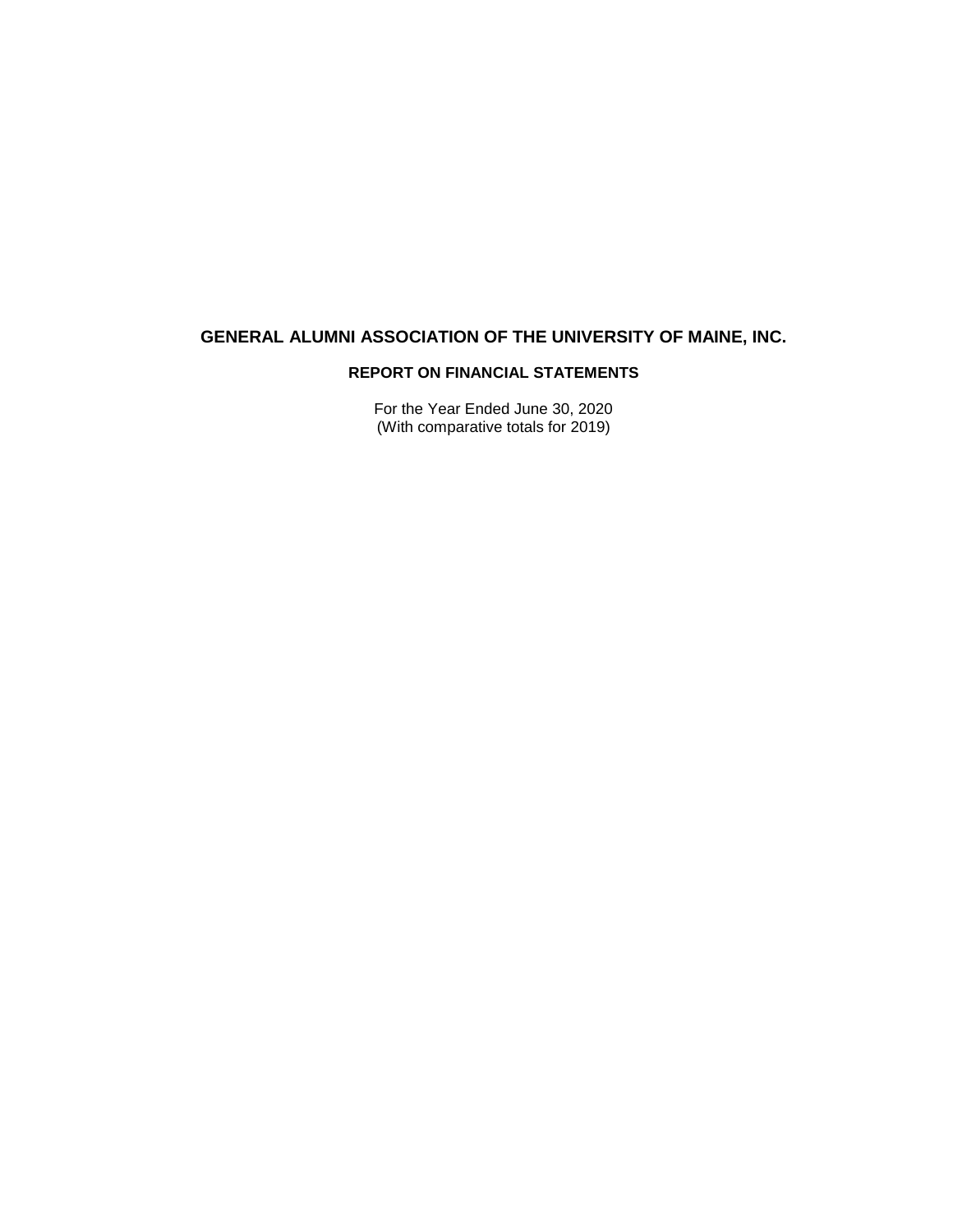# GENERAL ALUMNI ASSOCIATION OF THE UNIVERSITY OF MAINE, INC.

## REPORT ON FINANCIAL STATEMENTS

For the Year Ended June 30, 2020
(With comparative totals for 2019)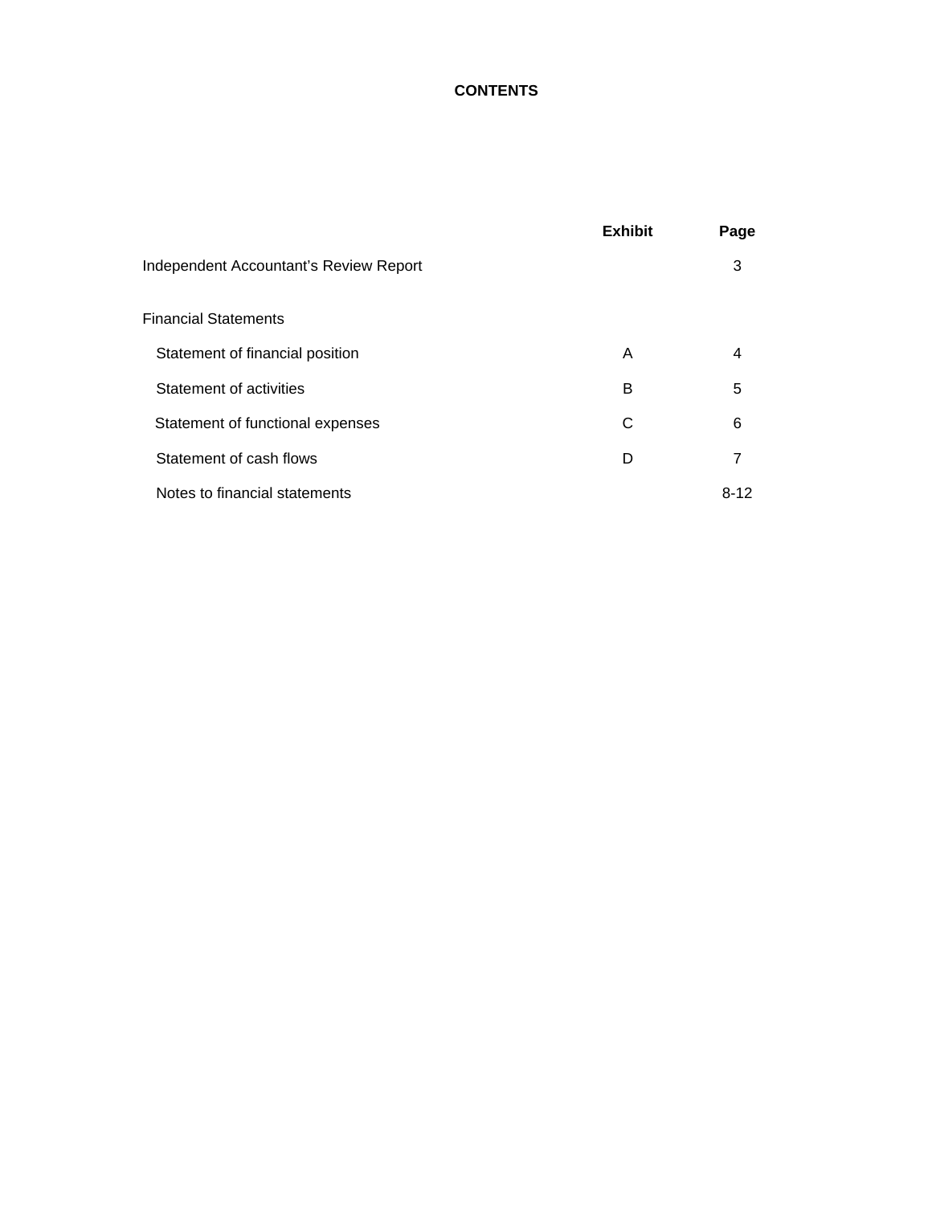# CONTENTS

| | Exhibit | Page |
|---|---|---|
| Independent Accountant's Review Report | | 3 |
| Financial Statements | | |
| Statement of financial position | A | 4 |
| Statement of activities | B | 5 |
| Statement of functional expenses | C | 6 |
| Statement of cash flows | D | 7 |
| Notes to financial statements | | 8-12 |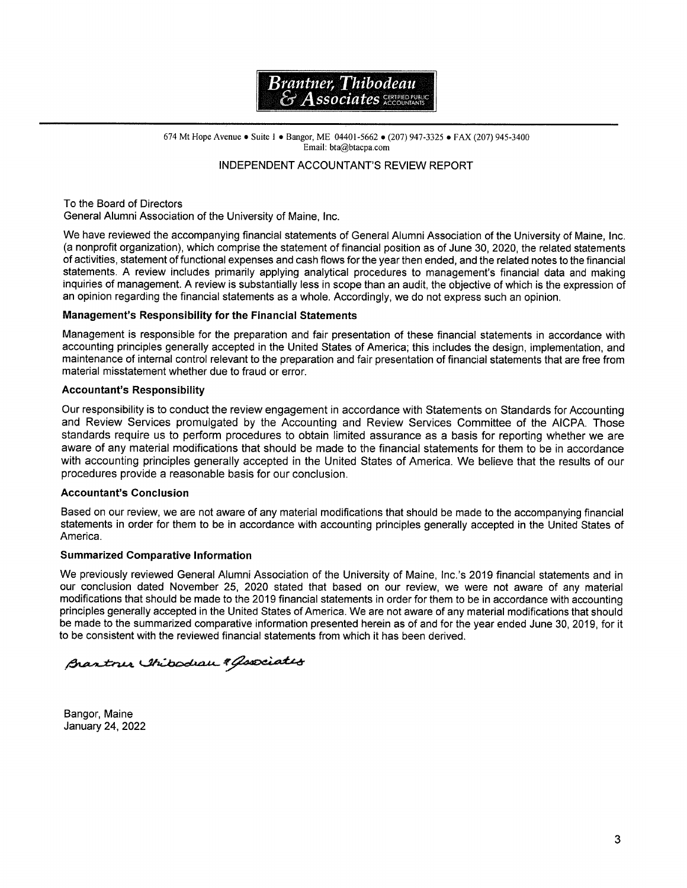**Brantner, Thibodeau & Associates** CERTIFIED PUBLIC ACCOUNTANTS

674 Mt Hope Avenue • Suite 1 • Bangor, ME 04401-5662 • (207) 947-3325 • FAX (207) 945-3400
Email: bta@btacpa.com

# INDEPENDENT ACCOUNTANT'S REVIEW REPORT

To the Board of Directors
General Alumni Association of the University of Maine, Inc.

We have reviewed the accompanying financial statements of General Alumni Association of the University of Maine, Inc. (a nonprofit organization), which comprise the statement of financial position as of June 30, 2020, the related statements of activities, statement of functional expenses and cash flows for the year then ended, and the related notes to the financial statements. A review includes primarily applying analytical procedures to management's financial data and making inquiries of management. A review is substantially less in scope than an audit, the objective of which is the expression of an opinion regarding the financial statements as a whole. Accordingly, we do not express such an opinion.

**Management's Responsibility for the Financial Statements**

Management is responsible for the preparation and fair presentation of these financial statements in accordance with accounting principles generally accepted in the United States of America; this includes the design, implementation, and maintenance of internal control relevant to the preparation and fair presentation of financial statements that are free from material misstatement whether due to fraud or error.

**Accountant's Responsibility**

Our responsibility is to conduct the review engagement in accordance with Statements on Standards for Accounting and Review Services promulgated by the Accounting and Review Services Committee of the AICPA. Those standards require us to perform procedures to obtain limited assurance as a basis for reporting whether we are aware of any material modifications that should be made to the financial statements for them to be in accordance with accounting principles generally accepted in the United States of America. We believe that the results of our procedures provide a reasonable basis for our conclusion.

**Accountant's Conclusion**

Based on our review, we are not aware of any material modifications that should be made to the accompanying financial statements in order for them to be in accordance with accounting principles generally accepted in the United States of America.

**Summarized Comparative Information**

We previously reviewed General Alumni Association of the University of Maine, Inc.'s 2019 financial statements and in our conclusion dated November 25, 2020 stated that based on our review, we were not aware of any material modifications that should be made to the 2019 financial statements in order for them to be in accordance with accounting principles generally accepted in the United States of America. We are not aware of any material modifications that should be made to the summarized comparative information presented herein as of and for the year ended June 30, 2019, for it to be consistent with the reviewed financial statements from which it has been derived.

Brantner Thibodeau & Associates

Bangor, Maine
January 24, 2022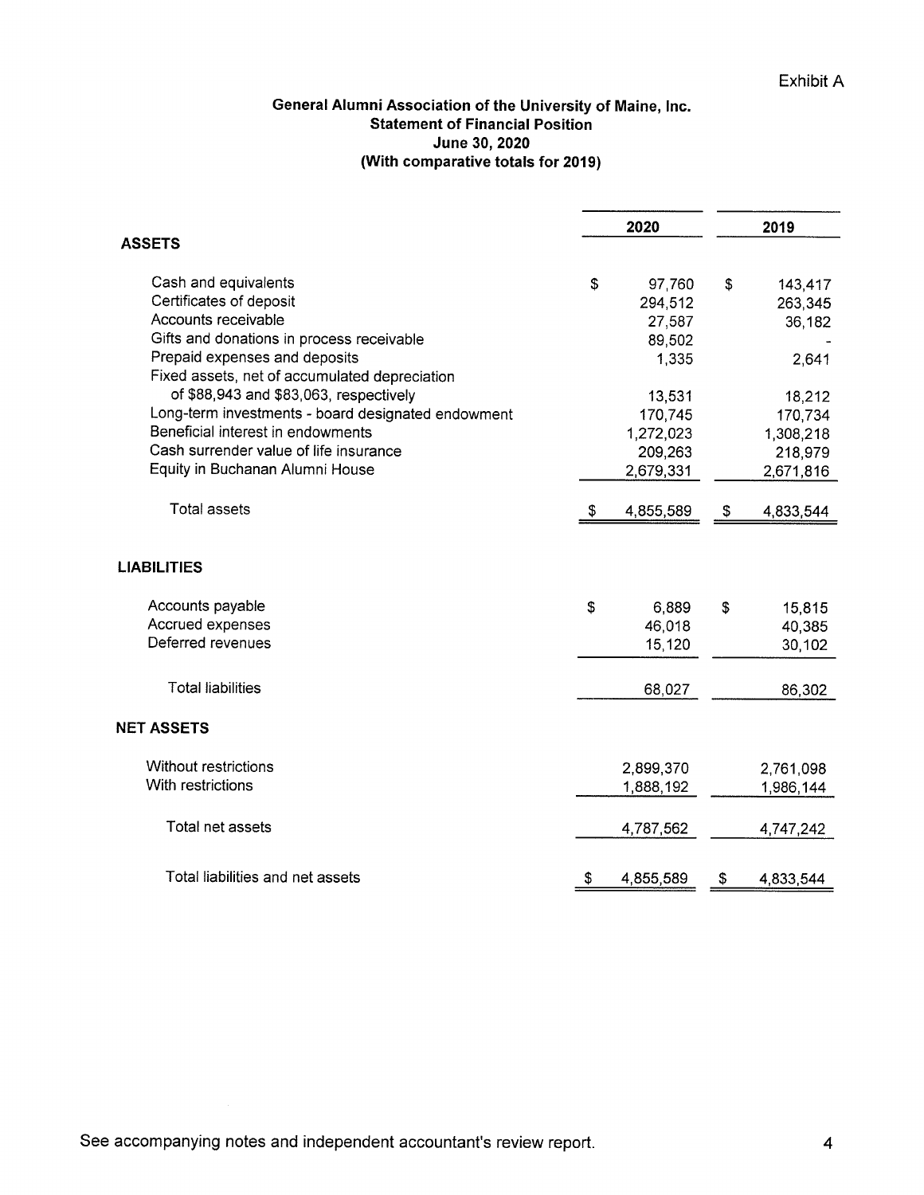Exhibit A

**General Alumni Association of the University of Maine, Inc.**
**Statement of Financial Position**
**June 30, 2020**
**(With comparative totals for 2019)**

| | 2020 | 2019 |
|---|---|---|
| **ASSETS** | | |
| Cash and equivalents | $ 97,760 | $ 143,417 |
| Certificates of deposit | 294,512 | 263,345 |
| Accounts receivable | 27,587 | 36,182 |
| Gifts and donations in process receivable | 89,502 | - |
| Prepaid expenses and deposits | 1,335 | 2,641 |
| Fixed assets, net of accumulated depreciation of $88,943 and $83,063, respectively | 13,531 | 18,212 |
| Long-term investments - board designated endowment | 170,745 | 170,734 |
| Beneficial interest in endowments | 1,272,023 | 1,308,218 |
| Cash surrender value of life insurance | 209,263 | 218,979 |
| Equity in Buchanan Alumni House | 2,679,331 | 2,671,816 |
| Total assets | $ 4,855,589 | $ 4,833,544 |
| **LIABILITIES** | | |
| Accounts payable | $ 6,889 | $ 15,815 |
| Accrued expenses | 46,018 | 40,385 |
| Deferred revenues | 15,120 | 30,102 |
| Total liabilities | 68,027 | 86,302 |
| **NET ASSETS** | | |
| Without restrictions | 2,899,370 | 2,761,098 |
| With restrictions | 1,888,192 | 1,986,144 |
| Total net assets | 4,787,562 | 4,747,242 |
| Total liabilities and net assets | $ 4,855,589 | $ 4,833,544 |

See accompanying notes and independent accountant's review report.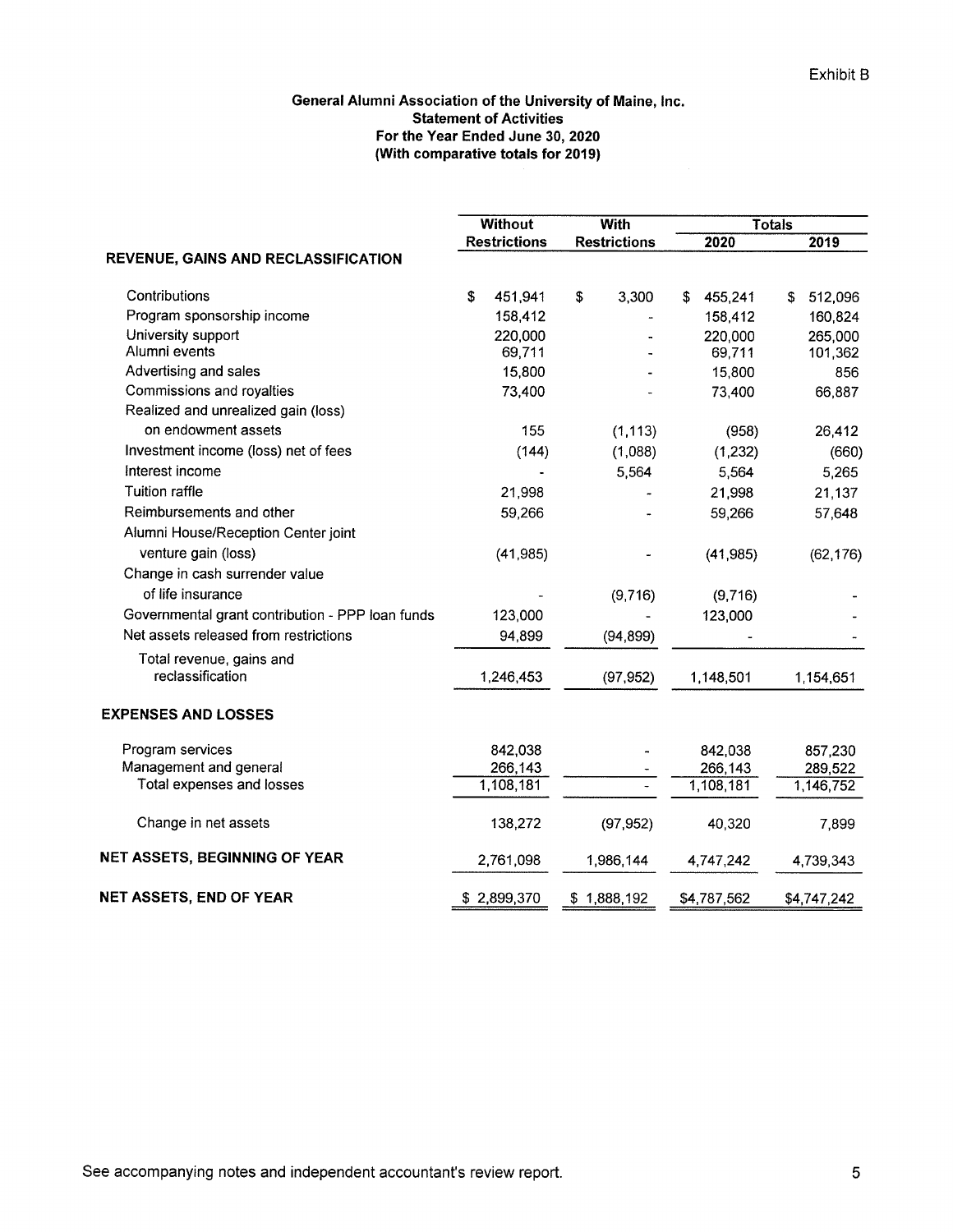Exhibit B

**General Alumni Association of the University of Maine, Inc.**
**Statement of Activities**
**For the Year Ended June 30, 2020**
**(With comparative totals for 2019)**

| | Without Restrictions | With Restrictions | Totals 2020 | Totals 2019 |
|---|---|---|---|---|
| **REVENUE, GAINS AND RECLASSIFICATION** | | | | |
| Contributions | $ 451,941 | $ 3,300 | $ 455,241 | $ 512,096 |
| Program sponsorship income | 158,412 | - | 158,412 | 160,824 |
| University support | 220,000 | - | 220,000 | 265,000 |
| Alumni events | 69,711 | - | 69,711 | 101,362 |
| Advertising and sales | 15,800 | - | 15,800 | 856 |
| Commissions and royalties | 73,400 | - | 73,400 | 66,887 |
| Realized and unrealized gain (loss) on endowment assets | 155 | (1,113) | (958) | 26,412 |
| Investment income (loss) net of fees | (144) | (1,088) | (1,232) | (660) |
| Interest income | - | 5,564 | 5,564 | 5,265 |
| Tuition raffle | 21,998 | - | 21,998 | 21,137 |
| Reimbursements and other | 59,266 | - | 59,266 | 57,648 |
| Alumni House/Reception Center joint venture gain (loss) | (41,985) | - | (41,985) | (62,176) |
| Change in cash surrender value of life insurance | - | (9,716) | (9,716) | - |
| Governmental grant contribution - PPP loan funds | 123,000 | - | 123,000 | - |
| Net assets released from restrictions | 94,899 | (94,899) | - | - |
| Total revenue, gains and reclassification | 1,246,453 | (97,952) | 1,148,501 | 1,154,651 |
| **EXPENSES AND LOSSES** | | | | |
| Program services | 842,038 | - | 842,038 | 857,230 |
| Management and general | 266,143 | - | 266,143 | 289,522 |
| Total expenses and losses | 1,108,181 | - | 1,108,181 | 1,146,752 |
| Change in net assets | 138,272 | (97,952) | 40,320 | 7,899 |
| **NET ASSETS, BEGINNING OF YEAR** | 2,761,098 | 1,986,144 | 4,747,242 | 4,739,343 |
| **NET ASSETS, END OF YEAR** | $ 2,899,370 | $ 1,888,192 | $4,787,562 | $4,747,242 |

See accompanying notes and independent accountant's review report.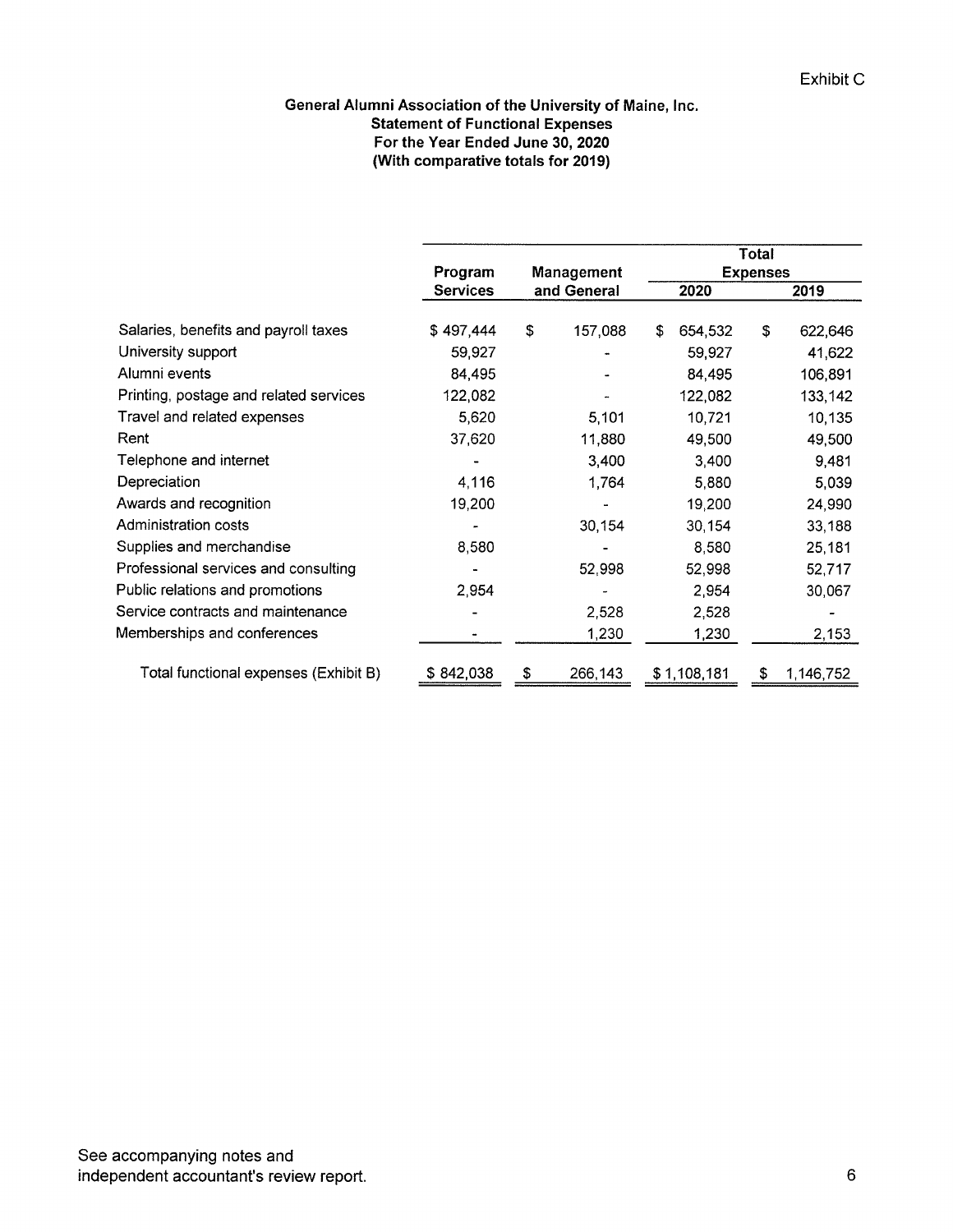Exhibit C

**General Alumni Association of the University of Maine, Inc.**
**Statement of Functional Expenses**
**For the Year Ended June 30, 2020**
**(With comparative totals for 2019)**

| | Program Services | Management and General | Total Expenses 2020 | Total Expenses 2019 |
|---|---|---|---|---|
| Salaries, benefits and payroll taxes | $ 497,444 | $ 157,088 | $ 654,532 | $ 622,646 |
| University support | 59,927 | - | 59,927 | 41,622 |
| Alumni events | 84,495 | - | 84,495 | 106,891 |
| Printing, postage and related services | 122,082 | - | 122,082 | 133,142 |
| Travel and related expenses | 5,620 | 5,101 | 10,721 | 10,135 |
| Rent | 37,620 | 11,880 | 49,500 | 49,500 |
| Telephone and internet | - | 3,400 | 3,400 | 9,481 |
| Depreciation | 4,116 | 1,764 | 5,880 | 5,039 |
| Awards and recognition | 19,200 | - | 19,200 | 24,990 |
| Administration costs | - | 30,154 | 30,154 | 33,188 |
| Supplies and merchandise | 8,580 | - | 8,580 | 25,181 |
| Professional services and consulting | - | 52,998 | 52,998 | 52,717 |
| Public relations and promotions | 2,954 | - | 2,954 | 30,067 |
| Service contracts and maintenance | - | 2,528 | 2,528 | - |
| Memberships and conferences | - | 1,230 | 1,230 | 2,153 |
| Total functional expenses (Exhibit B) | $ 842,038 | $ 266,143 | $ 1,108,181 | $ 1,146,752 |

See accompanying notes and independent accountant's review report.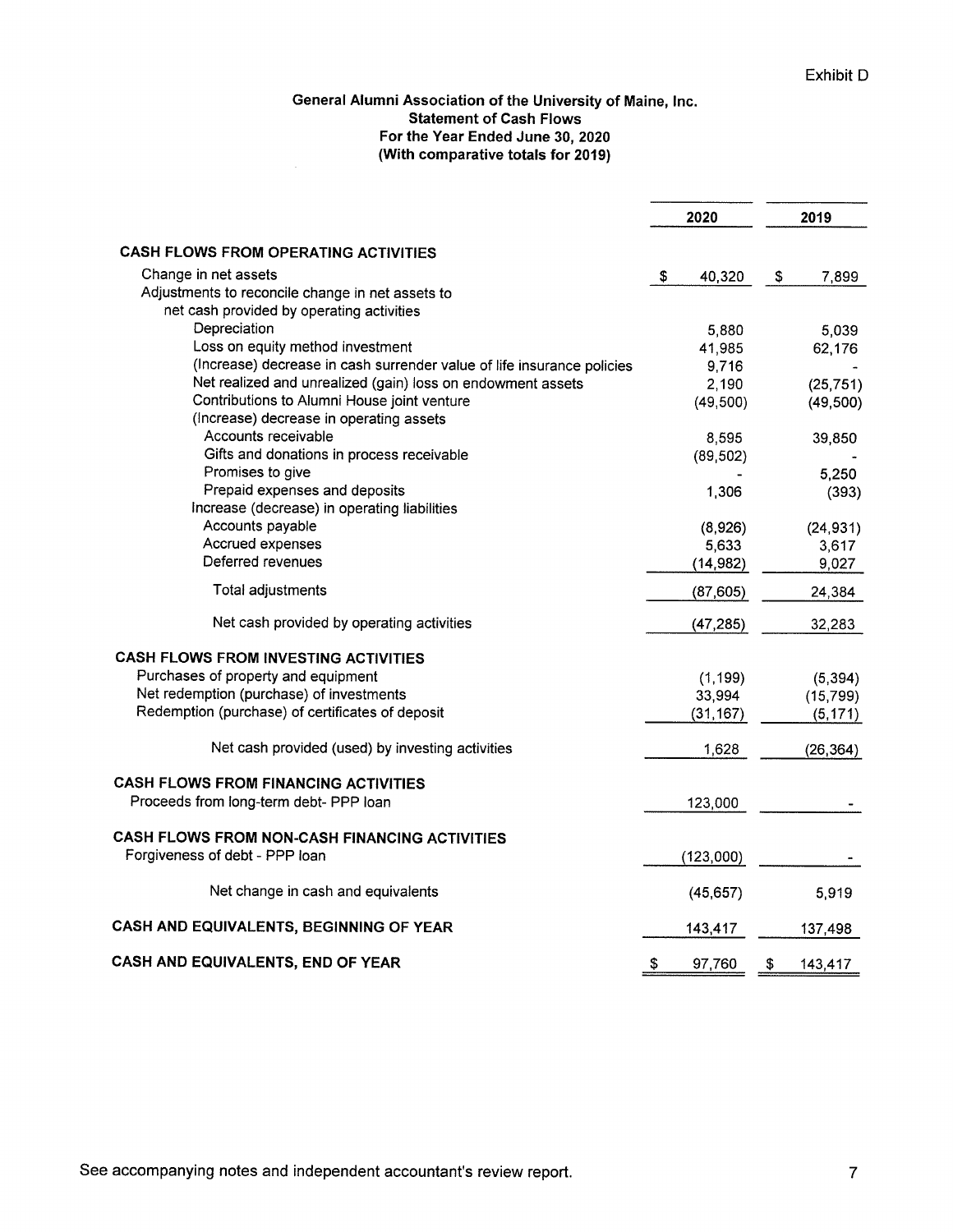Exhibit D

**General Alumni Association of the University of Maine, Inc.**
**Statement of Cash Flows**
**For the Year Ended June 30, 2020**
**(With comparative totals for 2019)**

| | 2020 | 2019 |
|---|---|---|
| **CASH FLOWS FROM OPERATING ACTIVITIES** | | |
| Change in net assets | $ 40,320 | $ 7,899 |
| Adjustments to reconcile change in net assets to net cash provided by operating activities | | |
| Depreciation | 5,880 | 5,039 |
| Loss on equity method investment | 41,985 | 62,176 |
| (Increase) decrease in cash surrender value of life insurance policies | 9,716 | - |
| Net realized and unrealized (gain) loss on endowment assets | 2,190 | (25,751) |
| Contributions to Alumni House joint venture | (49,500) | (49,500) |
| (Increase) decrease in operating assets | | |
| Accounts receivable | 8,595 | 39,850 |
| Gifts and donations in process receivable | (89,502) | - |
| Promises to give | - | 5,250 |
| Prepaid expenses and deposits | 1,306 | (393) |
| Increase (decrease) in operating liabilities | | |
| Accounts payable | (8,926) | (24,931) |
| Accrued expenses | 5,633 | 3,617 |
| Deferred revenues | (14,982) | 9,027 |
| Total adjustments | (87,605) | 24,384 |
| Net cash provided by operating activities | (47,285) | 32,283 |
| **CASH FLOWS FROM INVESTING ACTIVITIES** | | |
| Purchases of property and equipment | (1,199) | (5,394) |
| Net redemption (purchase) of investments | 33,994 | (15,799) |
| Redemption (purchase) of certificates of deposit | (31,167) | (5,171) |
| Net cash provided (used) by investing activities | 1,628 | (26,364) |
| **CASH FLOWS FROM FINANCING ACTIVITIES** | | |
| Proceeds from long-term debt- PPP loan | 123,000 | - |
| **CASH FLOWS FROM NON-CASH FINANCING ACTIVITIES** | | |
| Forgiveness of debt - PPP loan | (123,000) | - |
| Net change in cash and equivalents | (45,657) | 5,919 |
| **CASH AND EQUIVALENTS, BEGINNING OF YEAR** | 143,417 | 137,498 |
| **CASH AND EQUIVALENTS, END OF YEAR** | $ 97,760 | $ 143,417 |

See accompanying notes and independent accountant's review report.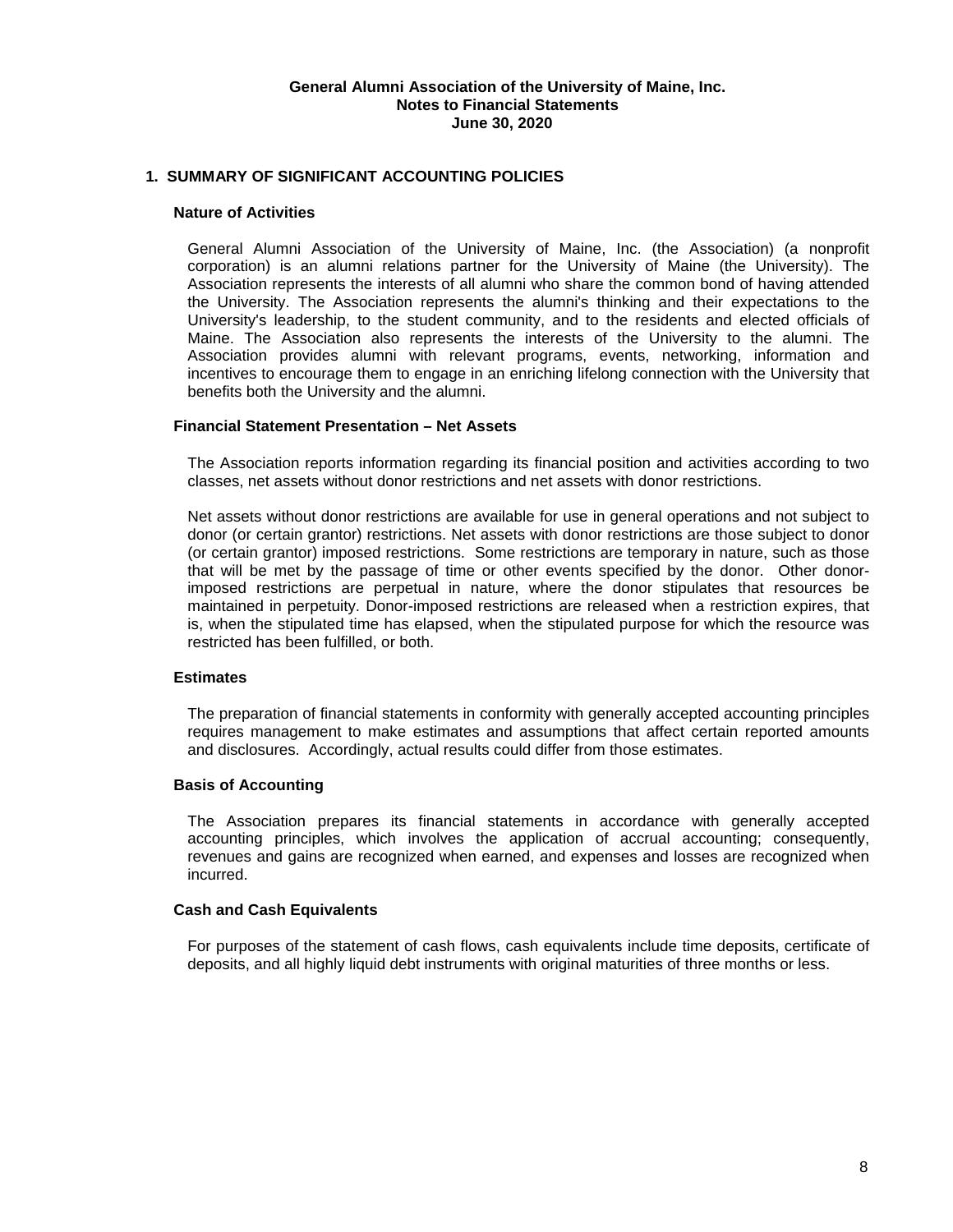**General Alumni Association of the University of Maine, Inc.**
**Notes to Financial Statements**
**June 30, 2020**

## 1. SUMMARY OF SIGNIFICANT ACCOUNTING POLICIES

### Nature of Activities

General Alumni Association of the University of Maine, Inc. (the Association) (a nonprofit corporation) is an alumni relations partner for the University of Maine (the University). The Association represents the interests of all alumni who share the common bond of having attended the University. The Association represents the alumni's thinking and their expectations to the University's leadership, to the student community, and to the residents and elected officials of Maine. The Association also represents the interests of the University to the alumni. The Association provides alumni with relevant programs, events, networking, information and incentives to encourage them to engage in an enriching lifelong connection with the University that benefits both the University and the alumni.

### Financial Statement Presentation – Net Assets

The Association reports information regarding its financial position and activities according to two classes, net assets without donor restrictions and net assets with donor restrictions.

Net assets without donor restrictions are available for use in general operations and not subject to donor (or certain grantor) restrictions. Net assets with donor restrictions are those subject to donor (or certain grantor) imposed restrictions. Some restrictions are temporary in nature, such as those that will be met by the passage of time or other events specified by the donor. Other donor-imposed restrictions are perpetual in nature, where the donor stipulates that resources be maintained in perpetuity. Donor-imposed restrictions are released when a restriction expires, that is, when the stipulated time has elapsed, when the stipulated purpose for which the resource was restricted has been fulfilled, or both.

### Estimates

The preparation of financial statements in conformity with generally accepted accounting principles requires management to make estimates and assumptions that affect certain reported amounts and disclosures. Accordingly, actual results could differ from those estimates.

### Basis of Accounting

The Association prepares its financial statements in accordance with generally accepted accounting principles, which involves the application of accrual accounting; consequently, revenues and gains are recognized when earned, and expenses and losses are recognized when incurred.

### Cash and Cash Equivalents

For purposes of the statement of cash flows, cash equivalents include time deposits, certificate of deposits, and all highly liquid debt instruments with original maturities of three months or less.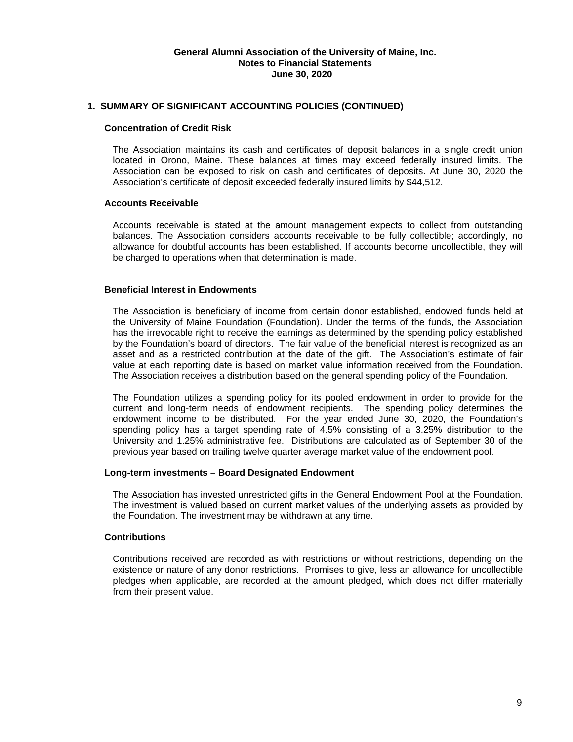## 1. SUMMARY OF SIGNIFICANT ACCOUNTING POLICIES (CONTINUED)

### Concentration of Credit Risk

The Association maintains its cash and certificates of deposit balances in a single credit union located in Orono, Maine. These balances at times may exceed federally insured limits. The Association can be exposed to risk on cash and certificates of deposits. At June 30, 2020 the Association's certificate of deposit exceeded federally insured limits by $44,512.

### Accounts Receivable

Accounts receivable is stated at the amount management expects to collect from outstanding balances. The Association considers accounts receivable to be fully collectible; accordingly, no allowance for doubtful accounts has been established. If accounts become uncollectible, they will be charged to operations when that determination is made.

### Beneficial Interest in Endowments

The Association is beneficiary of income from certain donor established, endowed funds held at the University of Maine Foundation (Foundation). Under the terms of the funds, the Association has the irrevocable right to receive the earnings as determined by the spending policy established by the Foundation's board of directors. The fair value of the beneficial interest is recognized as an asset and as a restricted contribution at the date of the gift. The Association's estimate of fair value at each reporting date is based on market value information received from the Foundation. The Association receives a distribution based on the general spending policy of the Foundation.

The Foundation utilizes a spending policy for its pooled endowment in order to provide for the current and long-term needs of endowment recipients. The spending policy determines the endowment income to be distributed. For the year ended June 30, 2020, the Foundation's spending policy has a target spending rate of 4.5% consisting of a 3.25% distribution to the University and 1.25% administrative fee. Distributions are calculated as of September 30 of the previous year based on trailing twelve quarter average market value of the endowment pool.

### Long-term investments – Board Designated Endowment

The Association has invested unrestricted gifts in the General Endowment Pool at the Foundation. The investment is valued based on current market values of the underlying assets as provided by the Foundation. The investment may be withdrawn at any time.

### Contributions

Contributions received are recorded as with restrictions or without restrictions, depending on the existence or nature of any donor restrictions. Promises to give, less an allowance for uncollectible pledges when applicable, are recorded at the amount pledged, which does not differ materially from their present value.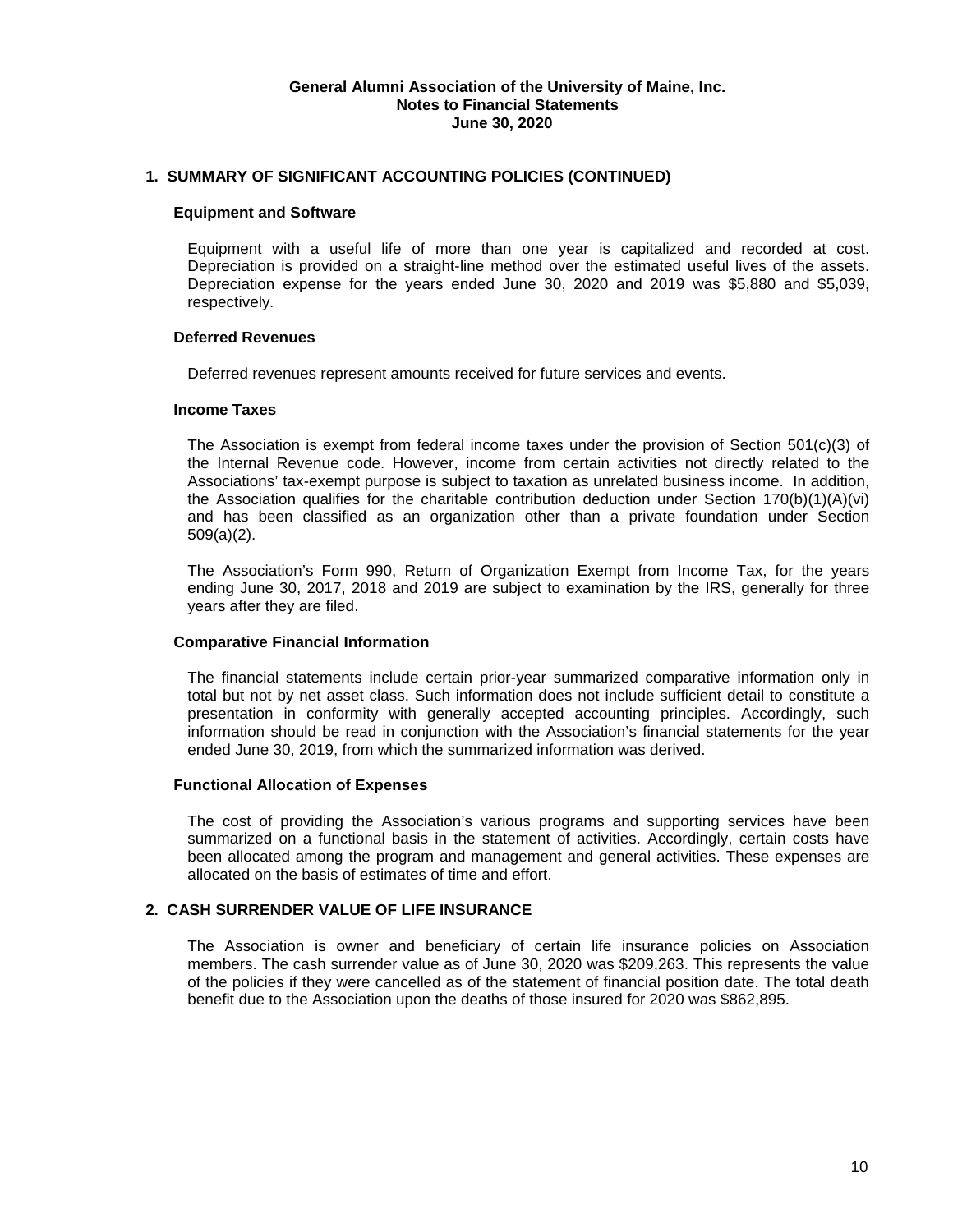**General Alumni Association of the University of Maine, Inc.**
**Notes to Financial Statements**
**June 30, 2020**

## 1. SUMMARY OF SIGNIFICANT ACCOUNTING POLICIES (CONTINUED)

### Equipment and Software

Equipment with a useful life of more than one year is capitalized and recorded at cost. Depreciation is provided on a straight-line method over the estimated useful lives of the assets. Depreciation expense for the years ended June 30, 2020 and 2019 was $5,880 and $5,039, respectively.

### Deferred Revenues

Deferred revenues represent amounts received for future services and events.

### Income Taxes

The Association is exempt from federal income taxes under the provision of Section 501(c)(3) of the Internal Revenue code. However, income from certain activities not directly related to the Associations' tax-exempt purpose is subject to taxation as unrelated business income. In addition, the Association qualifies for the charitable contribution deduction under Section 170(b)(1)(A)(vi) and has been classified as an organization other than a private foundation under Section 509(a)(2).

The Association's Form 990, Return of Organization Exempt from Income Tax, for the years ending June 30, 2017, 2018 and 2019 are subject to examination by the IRS, generally for three years after they are filed.

### Comparative Financial Information

The financial statements include certain prior-year summarized comparative information only in total but not by net asset class. Such information does not include sufficient detail to constitute a presentation in conformity with generally accepted accounting principles. Accordingly, such information should be read in conjunction with the Association's financial statements for the year ended June 30, 2019, from which the summarized information was derived.

### Functional Allocation of Expenses

The cost of providing the Association's various programs and supporting services have been summarized on a functional basis in the statement of activities. Accordingly, certain costs have been allocated among the program and management and general activities. These expenses are allocated on the basis of estimates of time and effort.

## 2. CASH SURRENDER VALUE OF LIFE INSURANCE

The Association is owner and beneficiary of certain life insurance policies on Association members. The cash surrender value as of June 30, 2020 was $209,263. This represents the value of the policies if they were cancelled as of the statement of financial position date. The total death benefit due to the Association upon the deaths of those insured for 2020 was $862,895.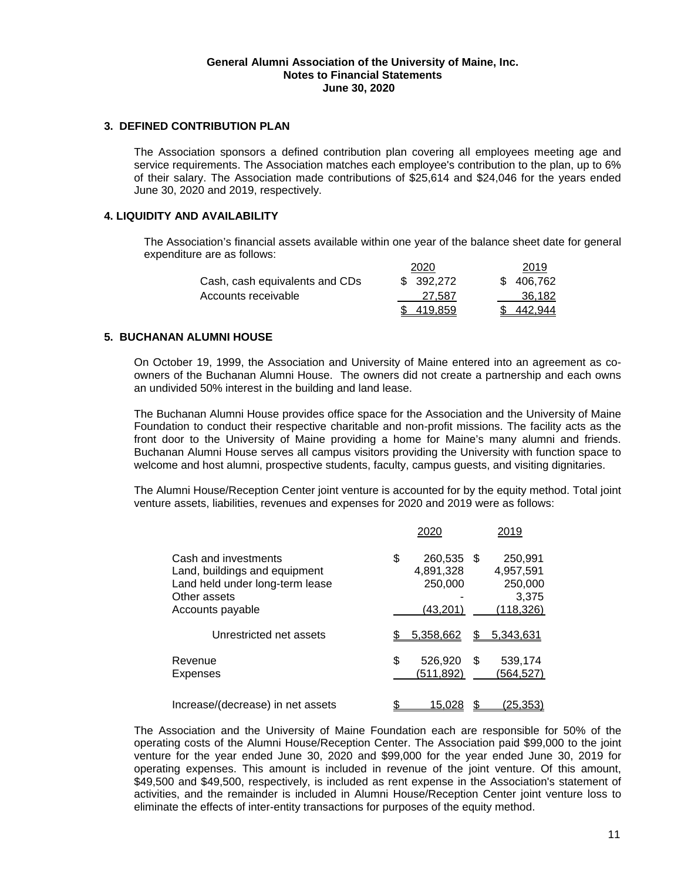**General Alumni Association of the University of Maine, Inc.**
**Notes to Financial Statements**
**June 30, 2020**

## 3. DEFINED CONTRIBUTION PLAN

The Association sponsors a defined contribution plan covering all employees meeting age and service requirements. The Association matches each employee's contribution to the plan, up to 6% of their salary. The Association made contributions of $25,614 and $24,046 for the years ended June 30, 2020 and 2019, respectively.

## 4. LIQUIDITY AND AVAILABILITY

The Association's financial assets available within one year of the balance sheet date for general expenditure are as follows:

| | 2020 | 2019 |
|---|---|---|
| Cash, cash equivalents and CDs | $ 392,272 | $ 406,762 |
| Accounts receivable | 27,587 | 36,182 |
| | $ 419,859 | $ 442,944 |

## 5. BUCHANAN ALUMNI HOUSE

On October 19, 1999, the Association and University of Maine entered into an agreement as co-owners of the Buchanan Alumni House. The owners did not create a partnership and each owns an undivided 50% interest in the building and land lease.

The Buchanan Alumni House provides office space for the Association and the University of Maine Foundation to conduct their respective charitable and non-profit missions. The facility acts as the front door to the University of Maine providing a home for Maine's many alumni and friends. Buchanan Alumni House serves all campus visitors providing the University with function space to welcome and host alumni, prospective students, faculty, campus guests, and visiting dignitaries.

The Alumni House/Reception Center joint venture is accounted for by the equity method. Total joint venture assets, liabilities, revenues and expenses for 2020 and 2019 were as follows:

| | 2020 | 2019 |
|---|---|---|
| Cash and investments | $ 260,535 | $ 250,991 |
| Land, buildings and equipment | 4,891,328 | 4,957,591 |
| Land held under long-term lease | 250,000 | 250,000 |
| Other assets | - | 3,375 |
| Accounts payable | (43,201) | (118,326) |
| Unrestricted net assets | $ 5,358,662 | $ 5,343,631 |
| Revenue | $ 526,920 | $ 539,174 |
| Expenses | (511,892) | (564,527) |
| Increase/(decrease) in net assets | $ 15,028 | $ (25,353) |

The Association and the University of Maine Foundation each are responsible for 50% of the operating costs of the Alumni House/Reception Center. The Association paid $99,000 to the joint venture for the year ended June 30, 2020 and $99,000 for the year ended June 30, 2019 for operating expenses. This amount is included in revenue of the joint venture. Of this amount, $49,500 and $49,500, respectively, is included as rent expense in the Association's statement of activities, and the remainder is included in Alumni House/Reception Center joint venture loss to eliminate the effects of inter-entity transactions for purposes of the equity method.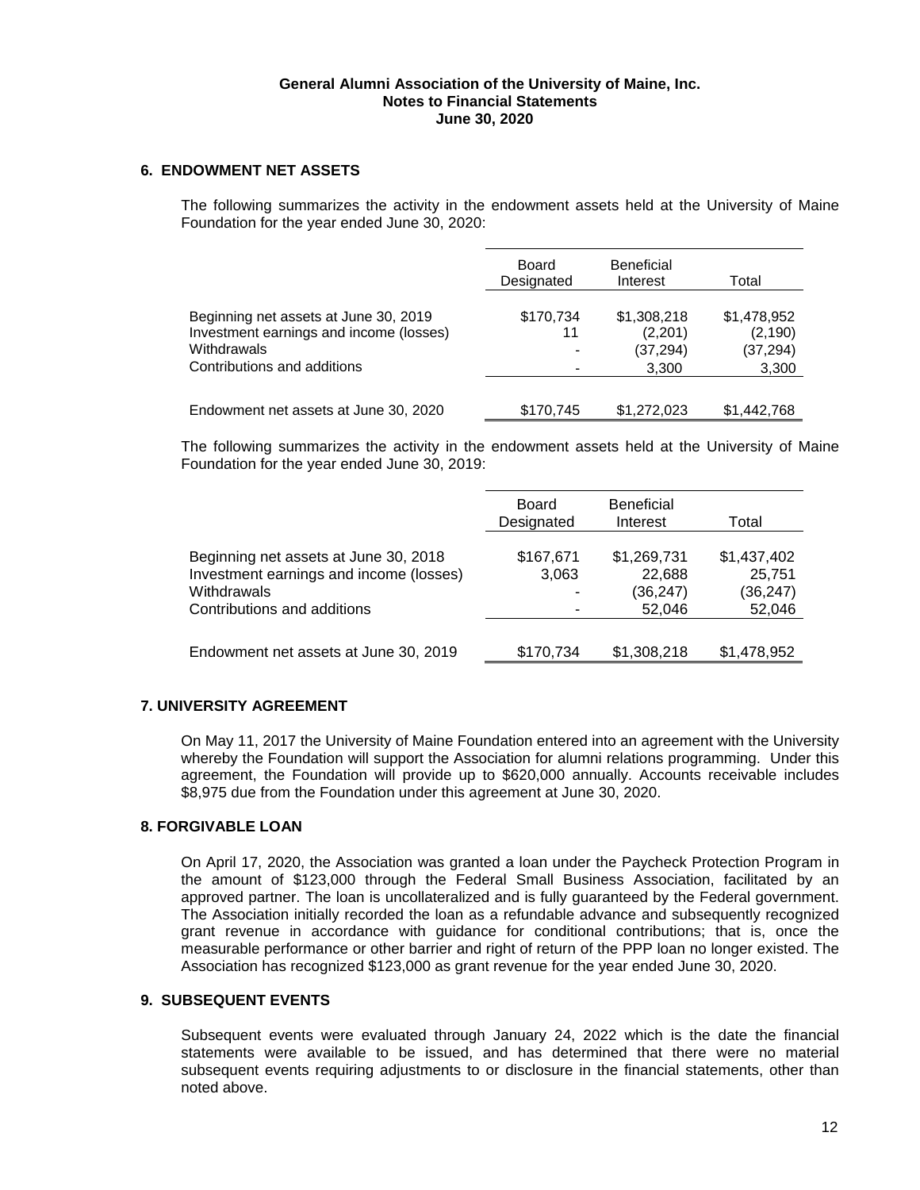# General Alumni Association of the University of Maine, Inc.
## Notes to Financial Statements
## June 30, 2020

### 6. ENDOWMENT NET ASSETS

The following summarizes the activity in the endowment assets held at the University of Maine Foundation for the year ended June 30, 2020:

| | Board Designated | Beneficial Interest | Total |
|---|---|---|---|
| Beginning net assets at June 30, 2019 | $170,734 | $1,308,218 | $1,478,952 |
| Investment earnings and income (losses) | 11 | (2,201) | (2,190) |
| Withdrawals | - | (37,294) | (37,294) |
| Contributions and additions | - | 3,300 | 3,300 |
| Endowment net assets at June 30, 2020 | $170,745 | $1,272,023 | $1,442,768 |

The following summarizes the activity in the endowment assets held at the University of Maine Foundation for the year ended June 30, 2019:

| | Board Designated | Beneficial Interest | Total |
|---|---|---|---|
| Beginning net assets at June 30, 2018 | $167,671 | $1,269,731 | $1,437,402 |
| Investment earnings and income (losses) | 3,063 | 22,688 | 25,751 |
| Withdrawals | - | (36,247) | (36,247) |
| Contributions and additions | - | 52,046 | 52,046 |
| Endowment net assets at June 30, 2019 | $170,734 | $1,308,218 | $1,478,952 |

### 7. UNIVERSITY AGREEMENT

On May 11, 2017 the University of Maine Foundation entered into an agreement with the University whereby the Foundation will support the Association for alumni relations programming. Under this agreement, the Foundation will provide up to $620,000 annually. Accounts receivable includes $8,975 due from the Foundation under this agreement at June 30, 2020.

### 8. FORGIVABLE LOAN

On April 17, 2020, the Association was granted a loan under the Paycheck Protection Program in the amount of $123,000 through the Federal Small Business Association, facilitated by an approved partner. The loan is uncollateralized and is fully guaranteed by the Federal government. The Association initially recorded the loan as a refundable advance and subsequently recognized grant revenue in accordance with guidance for conditional contributions; that is, once the measurable performance or other barrier and right of return of the PPP loan no longer existed. The Association has recognized $123,000 as grant revenue for the year ended June 30, 2020.

### 9. SUBSEQUENT EVENTS

Subsequent events were evaluated through January 24, 2022 which is the date the financial statements were available to be issued, and has determined that there were no material subsequent events requiring adjustments to or disclosure in the financial statements, other than noted above.